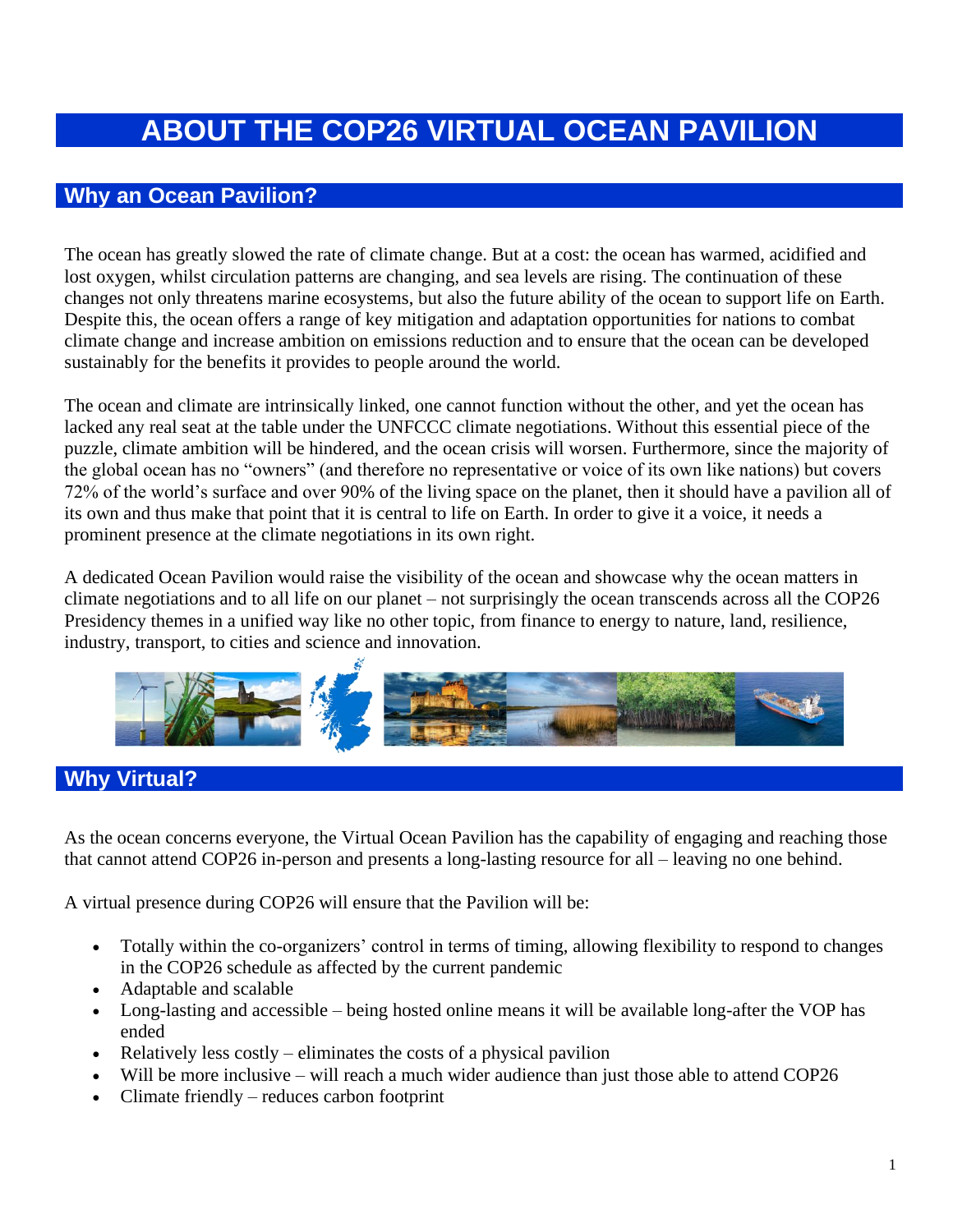# ABOUT THE COP26 VIRTUAL OCEAN PAVILION

## Why an Ocean Pavilion?

The ocean has greatly slowed the rate of climate change. But at a cost: the ocean has warmed, acidified and lost oxygen, whilst circulation patterns are changing, and sea levels are rising. The continuation of these changes not only threatens marine ecosystems, but also the future ability of the ocean to support life on Earth. Despite this, the ocean offers a range of key mitigation and adaptation opportunities for nations to combat climate change and increase ambition on emissions reduction and to ensure that the ocean can be developed sustainably for the benefits it provides to people around the world.

The ocean and climate are intrinsically linked, one cannot function without the other, and yet the ocean has lacked any real seat at the table under the UNFCCC climate negotiations. Without this essential piece of the puzzle, climate ambition will be hindered, and the ocean crisis will worsen. Furthermore, since the majority of the global ocean has no "owners" (and therefore no representative or voice of its own like nations) but covers 72% of the world's surface and over 90% of the living space on the planet, then it should have a pavilion all of its own and thus make that point that it is central to life on Earth. In order to give it a voice, it needs a prominent presence at the climate negotiations in its own right.

A dedicated Ocean Pavilion would raise the visibility of the ocean and showcase why the ocean matters in climate negotiations and to all life on our planet – not surprisingly the ocean transcends across all the COP26 Presidency themes in a unified way like no other topic, from finance to energy to nature, land, resilience, industry, transport, to cities and science and innovation.

## Why Virtual?

As the ocean concerns everyone, the Virtual Ocean Pavilion has the capability of engaging and reaching those that cannot attend COP26 in-person and presents a long-lasting resource for all – leaving no one behind.

A virtual presence during COP26 will ensure that the Pavilion will be:

- Totally within the co-organizers' control in terms of timing, allowing flexibility to respond to changes in the COP26 schedule as affected by the current pandemic
- Adaptable and scalable
- Long-lasting and accessible – being hosted online means it will be available long-after the VOP has ended
- Relatively less costly – eliminates the costs of a physical pavilion
- Will be more inclusive – will reach a much wider audience than just those able to attend COP26
- Climate friendly – reduces carbon footprint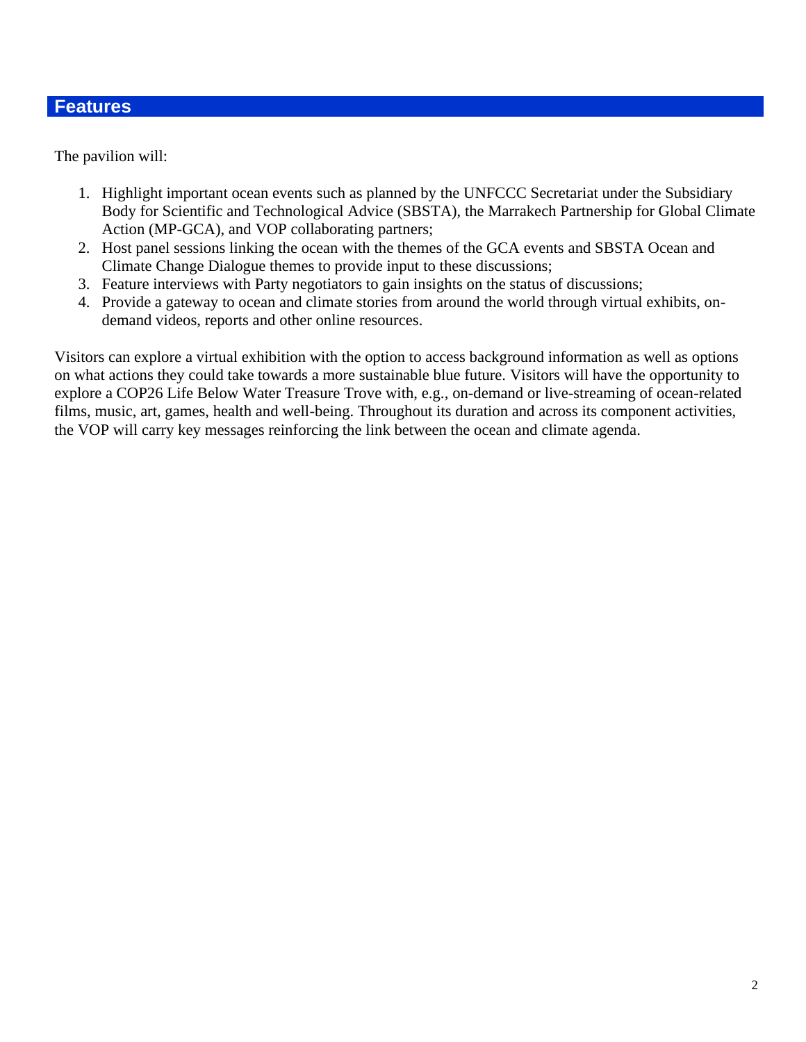## Features

The pavilion will:

1. Highlight important ocean events such as planned by the UNFCCC Secretariat under the Subsidiary Body for Scientific and Technological Advice (SBSTA), the Marrakech Partnership for Global Climate Action (MP-GCA), and VOP collaborating partners;
2. Host panel sessions linking the ocean with the themes of the GCA events and SBSTA Ocean and Climate Change Dialogue themes to provide input to these discussions;
3. Feature interviews with Party negotiators to gain insights on the status of discussions;
4. Provide a gateway to ocean and climate stories from around the world through virtual exhibits, on-demand videos, reports and other online resources.

Visitors can explore a virtual exhibition with the option to access background information as well as options on what actions they could take towards a more sustainable blue future. Visitors will have the opportunity to explore a COP26 Life Below Water Treasure Trove with, e.g., on-demand or live-streaming of ocean-related films, music, art, games, health and well-being. Throughout its duration and across its component activities, the VOP will carry key messages reinforcing the link between the ocean and climate agenda.